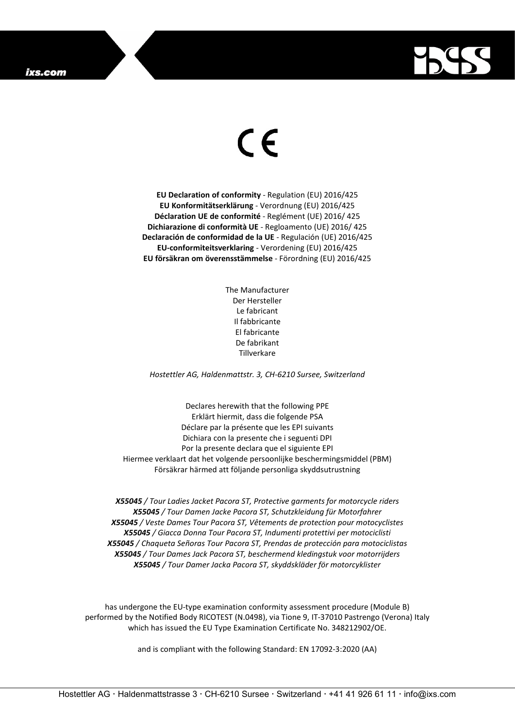CE

**EU Declaration of conformity** - Regulation (EU) 2016/425
**EU Konformitätserklärung** - Verordnung (EU) 2016/425
**Déclaration UE de conformité** - Reglément (UE) 2016/ 425
**Dichiarazione di conformità UE** - Regloamento (UE) 2016/ 425
**Declaración de conformidad de la UE** - Regulación (UE) 2016/425
**EU-conformiteitsverklaring** - Verordening (EU) 2016/425
**EU försäkran om överensstämmelse** - Förordning (EU) 2016/425

The Manufacturer
Der Hersteller
Le fabricant
Il fabbricante
El fabricante
De fabrikant
Tillverkare

*Hostettler AG, Haldenmattstr. 3, CH-6210 Sursee, Switzerland*

Declares herewith that the following PPE
Erklärt hiermit, dass die folgende PSA
Déclare par la présente que les EPI suivants
Dichiara con la presente che i seguenti DPI
Por la presente declara que el siguiente EPI
Hiermee verklaart dat het volgende persoonlijke beschermingsmiddel (PBM)
Försäkrar härmed att följande personliga skyddsutrustning

***X55045*** */ Tour Ladies Jacket Pacora ST, Protective garments for motorcycle riders*
***X55045*** */ Tour Damen Jacke Pacora ST, Schutzkleidung für Motorfahrer*
***X55045*** */ Veste Dames Tour Pacora ST, Vêtements de protection pour motocyclistes*
***X55045*** */ Giacca Donna Tour Pacora ST, Indumenti protettivi per motociclisti*
***X55045*** */ Chaqueta Señoras Tour Pacora ST, Prendas de protección para motociclistas*
***X55045*** */ Tour Dames Jack Pacora ST, beschermend kledingstuk voor motorrijders*
***X55045*** */ Tour Damer Jacka Pacora ST, skyddskläder för motorcyklister*

has undergone the EU-type examination conformity assessment procedure (Module B) performed by the Notified Body RICOTEST (N.0498), via Tione 9, IT-37010 Pastrengo (Verona) Italy which has issued the EU Type Examination Certificate No. 348212902/OE.

and is compliant with the following Standard: EN 17092-3:2020 (AA)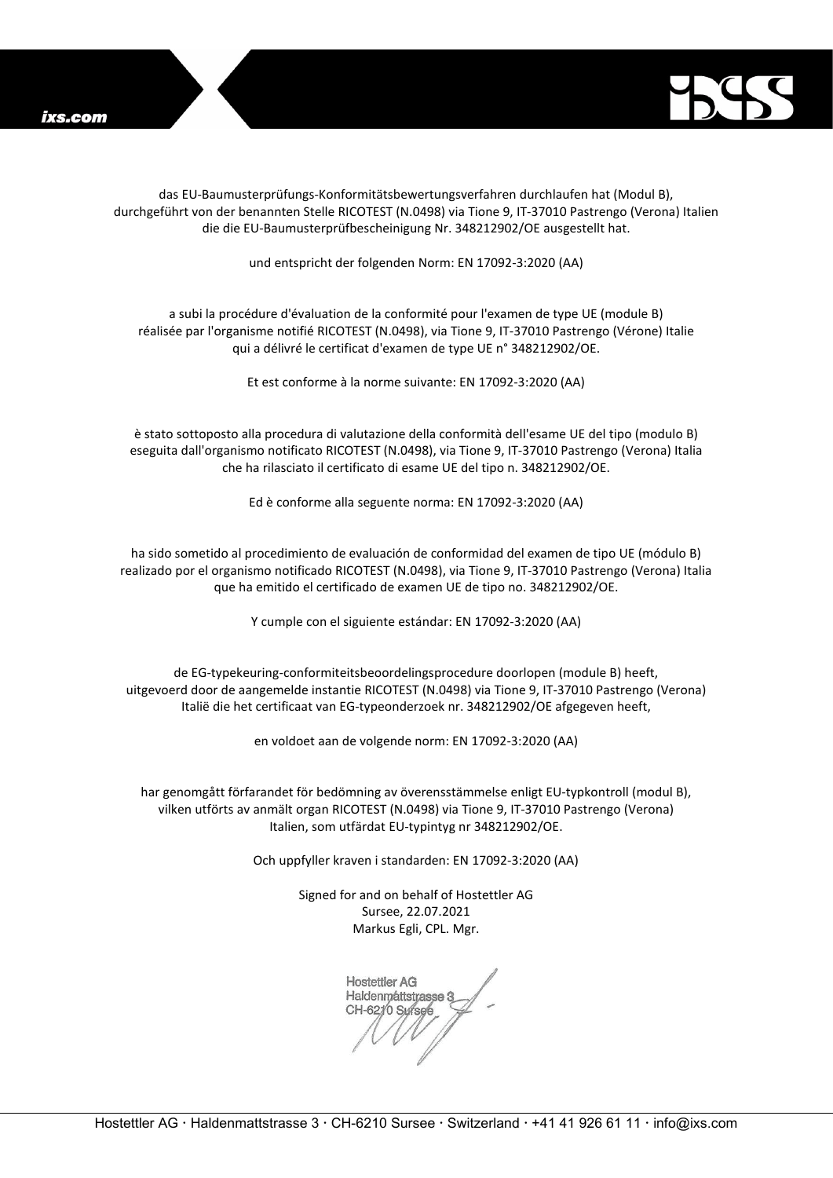das EU-Baumusterprüfungs-Konformitätsbewertungsverfahren durchlaufen hat (Modul B), durchgeführt von der benannten Stelle RICOTEST (N.0498) via Tione 9, IT-37010 Pastrengo (Verona) Italien die die EU-Baumusterprüfbescheinigung Nr. 348212902/OE ausgestellt hat.

und entspricht der folgenden Norm: EN 17092-3:2020 (AA)

a subi la procédure d'évaluation de la conformité pour l'examen de type UE (module B) réalisée par l'organisme notifié RICOTEST (N.0498), via Tione 9, IT-37010 Pastrengo (Vérone) Italie qui a délivré le certificat d'examen de type UE n° 348212902/OE.

Et est conforme à la norme suivante: EN 17092-3:2020 (AA)

è stato sottoposto alla procedura di valutazione della conformità dell'esame UE del tipo (modulo B) eseguita dall'organismo notificato RICOTEST (N.0498), via Tione 9, IT-37010 Pastrengo (Verona) Italia che ha rilasciato il certificato di esame UE del tipo n. 348212902/OE.

Ed è conforme alla seguente norma: EN 17092-3:2020 (AA)

ha sido sometido al procedimiento de evaluación de conformidad del examen de tipo UE (módulo B) realizado por el organismo notificado RICOTEST (N.0498), via Tione 9, IT-37010 Pastrengo (Verona) Italia que ha emitido el certificado de examen UE de tipo no. 348212902/OE.

Y cumple con el siguiente estándar: EN 17092-3:2020 (AA)

de EG-typekeuring-conformiteitsbeoordelingsprocedure doorlopen (module B) heeft, uitgevoerd door de aangemelde instantie RICOTEST (N.0498) via Tione 9, IT-37010 Pastrengo (Verona) Italië die het certificaat van EG-typeonderzoek nr. 348212902/OE afgegeven heeft,

en voldoet aan de volgende norm: EN 17092-3:2020 (AA)

har genomgått förfarandet för bedömning av överensstämmelse enligt EU-typkontroll (modul B), vilken utförts av anmält organ RICOTEST (N.0498) via Tione 9, IT-37010 Pastrengo (Verona) Italien, som utfärdat EU-typintyg nr 348212902/OE.

Och uppfyller kraven i standarden: EN 17092-3:2020 (AA)

Signed for and on behalf of Hostettler AG
Sursee, 22.07.2021
Markus Egli, CPL. Mgr.

Hostettler AG
Haldenmattstrasse 3
CH-6210 Sursee